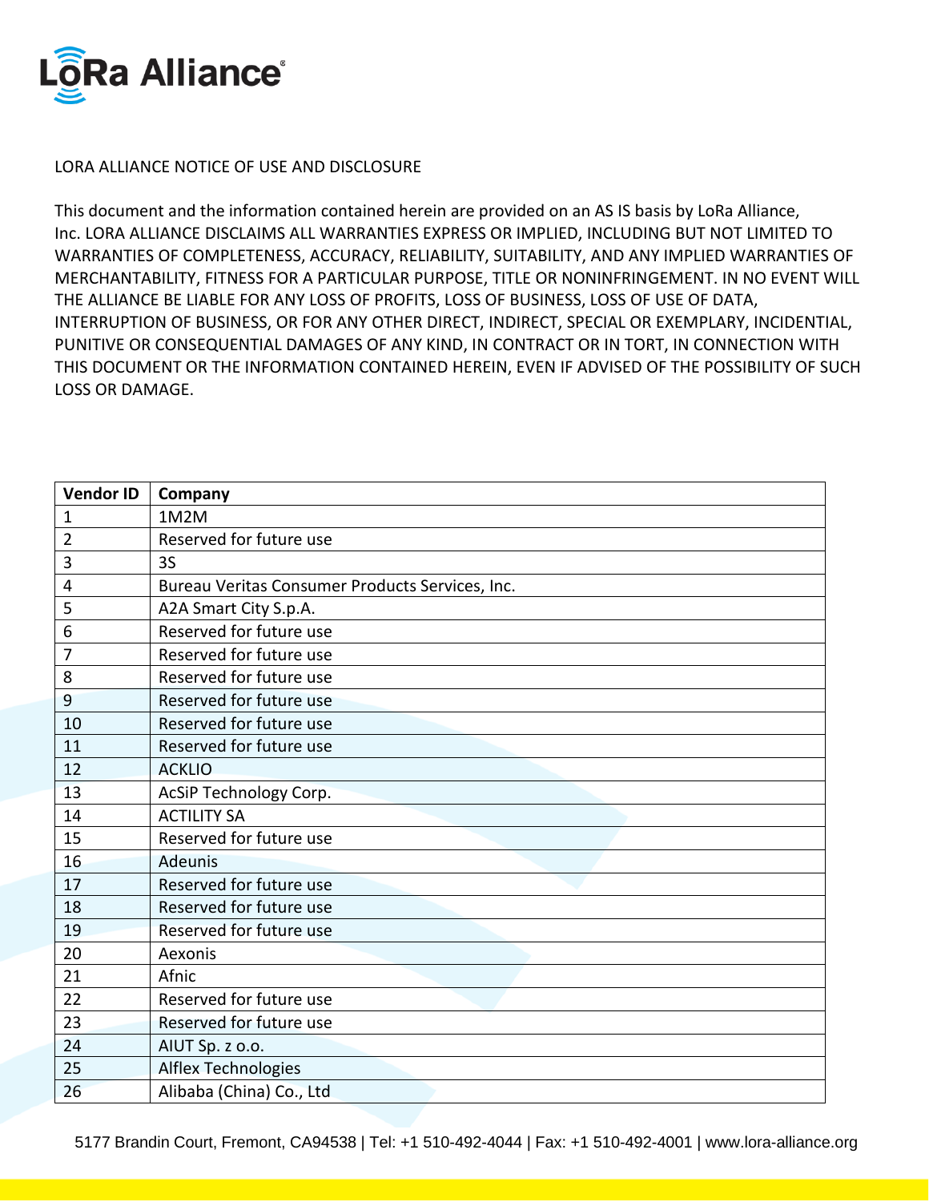LORA ALLIANCE NOTICE OF USE AND DISCLOSURE

This document and the information contained herein are provided on an AS IS basis by LoRa Alliance, Inc. LORA ALLIANCE DISCLAIMS ALL WARRANTIES EXPRESS OR IMPLIED, INCLUDING BUT NOT LIMITED TO WARRANTIES OF COMPLETENESS, ACCURACY, RELIABILITY, SUITABILITY, AND ANY IMPLIED WARRANTIES OF MERCHANTABILITY, FITNESS FOR A PARTICULAR PURPOSE, TITLE OR NONINFRINGEMENT. IN NO EVENT WILL THE ALLIANCE BE LIABLE FOR ANY LOSS OF PROFITS, LOSS OF BUSINESS, LOSS OF USE OF DATA, INTERRUPTION OF BUSINESS, OR FOR ANY OTHER DIRECT, INDIRECT, SPECIAL OR EXEMPLARY, INCIDENTIAL, PUNITIVE OR CONSEQUENTIAL DAMAGES OF ANY KIND, IN CONTRACT OR IN TORT, IN CONNECTION WITH THIS DOCUMENT OR THE INFORMATION CONTAINED HEREIN, EVEN IF ADVISED OF THE POSSIBILITY OF SUCH LOSS OR DAMAGE.

| Vendor ID | Company |
|---|---|
| 1 | 1M2M |
| 2 | Reserved for future use |
| 3 | 3S |
| 4 | Bureau Veritas Consumer Products Services, Inc. |
| 5 | A2A Smart City S.p.A. |
| 6 | Reserved for future use |
| 7 | Reserved for future use |
| 8 | Reserved for future use |
| 9 | Reserved for future use |
| 10 | Reserved for future use |
| 11 | Reserved for future use |
| 12 | ACKLIO |
| 13 | AcSiP Technology Corp. |
| 14 | ACTILITY SA |
| 15 | Reserved for future use |
| 16 | Adeunis |
| 17 | Reserved for future use |
| 18 | Reserved for future use |
| 19 | Reserved for future use |
| 20 | Aexonis |
| 21 | Afnic |
| 22 | Reserved for future use |
| 23 | Reserved for future use |
| 24 | AIUT Sp. z o.o. |
| 25 | Alflex Technologies |
| 26 | Alibaba (China) Co., Ltd |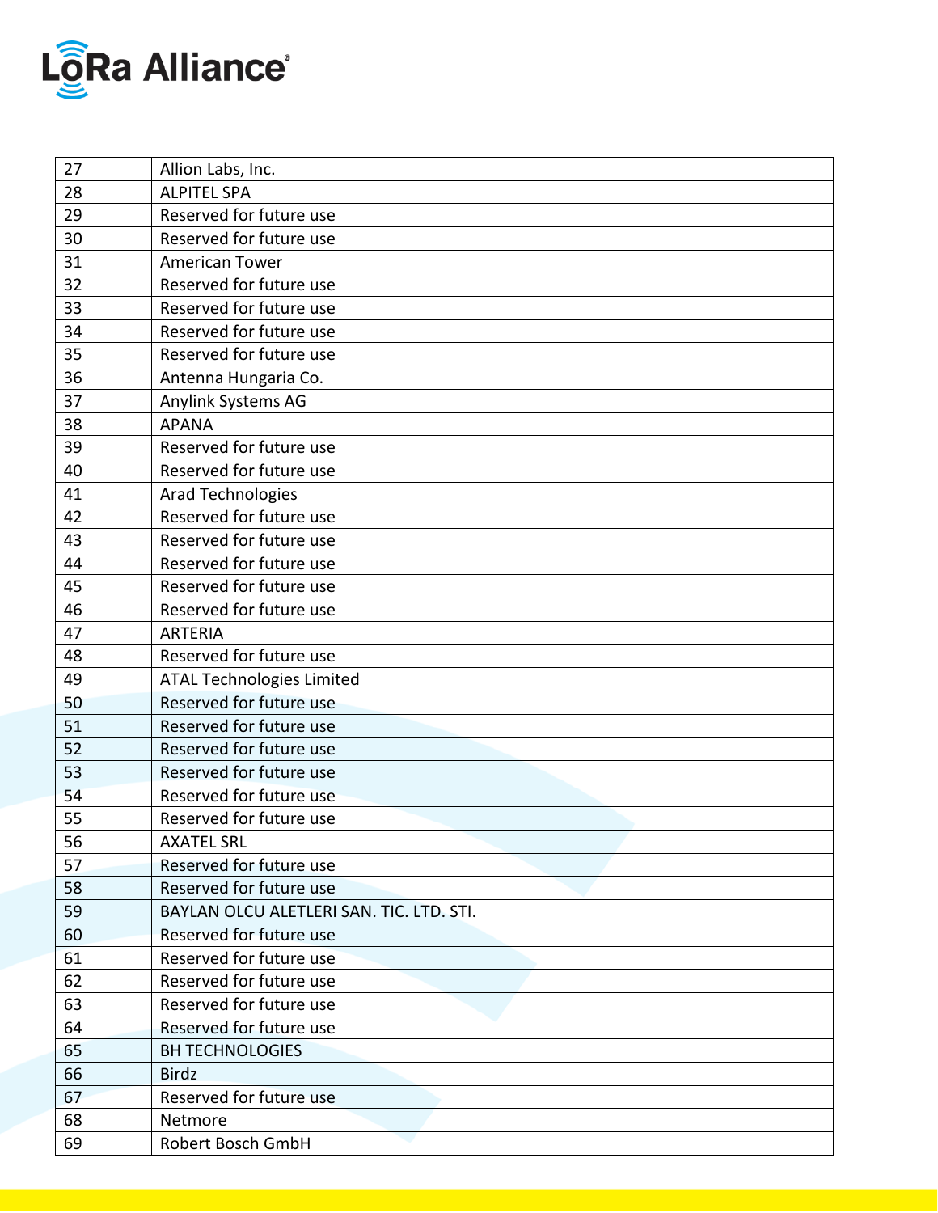| | |
|---|---|
| 27 | Allion Labs, Inc. |
| 28 | ALPITEL SPA |
| 29 | Reserved for future use |
| 30 | Reserved for future use |
| 31 | American Tower |
| 32 | Reserved for future use |
| 33 | Reserved for future use |
| 34 | Reserved for future use |
| 35 | Reserved for future use |
| 36 | Antenna Hungaria Co. |
| 37 | Anylink Systems AG |
| 38 | APANA |
| 39 | Reserved for future use |
| 40 | Reserved for future use |
| 41 | Arad Technologies |
| 42 | Reserved for future use |
| 43 | Reserved for future use |
| 44 | Reserved for future use |
| 45 | Reserved for future use |
| 46 | Reserved for future use |
| 47 | ARTERIA |
| 48 | Reserved for future use |
| 49 | ATAL Technologies Limited |
| 50 | Reserved for future use |
| 51 | Reserved for future use |
| 52 | Reserved for future use |
| 53 | Reserved for future use |
| 54 | Reserved for future use |
| 55 | Reserved for future use |
| 56 | AXATEL SRL |
| 57 | Reserved for future use |
| 58 | Reserved for future use |
| 59 | BAYLAN OLCU ALETLERI SAN. TIC. LTD. STI. |
| 60 | Reserved for future use |
| 61 | Reserved for future use |
| 62 | Reserved for future use |
| 63 | Reserved for future use |
| 64 | Reserved for future use |
| 65 | BH TECHNOLOGIES |
| 66 | Birdz |
| 67 | Reserved for future use |
| 68 | Netmore |
| 69 | Robert Bosch GmbH |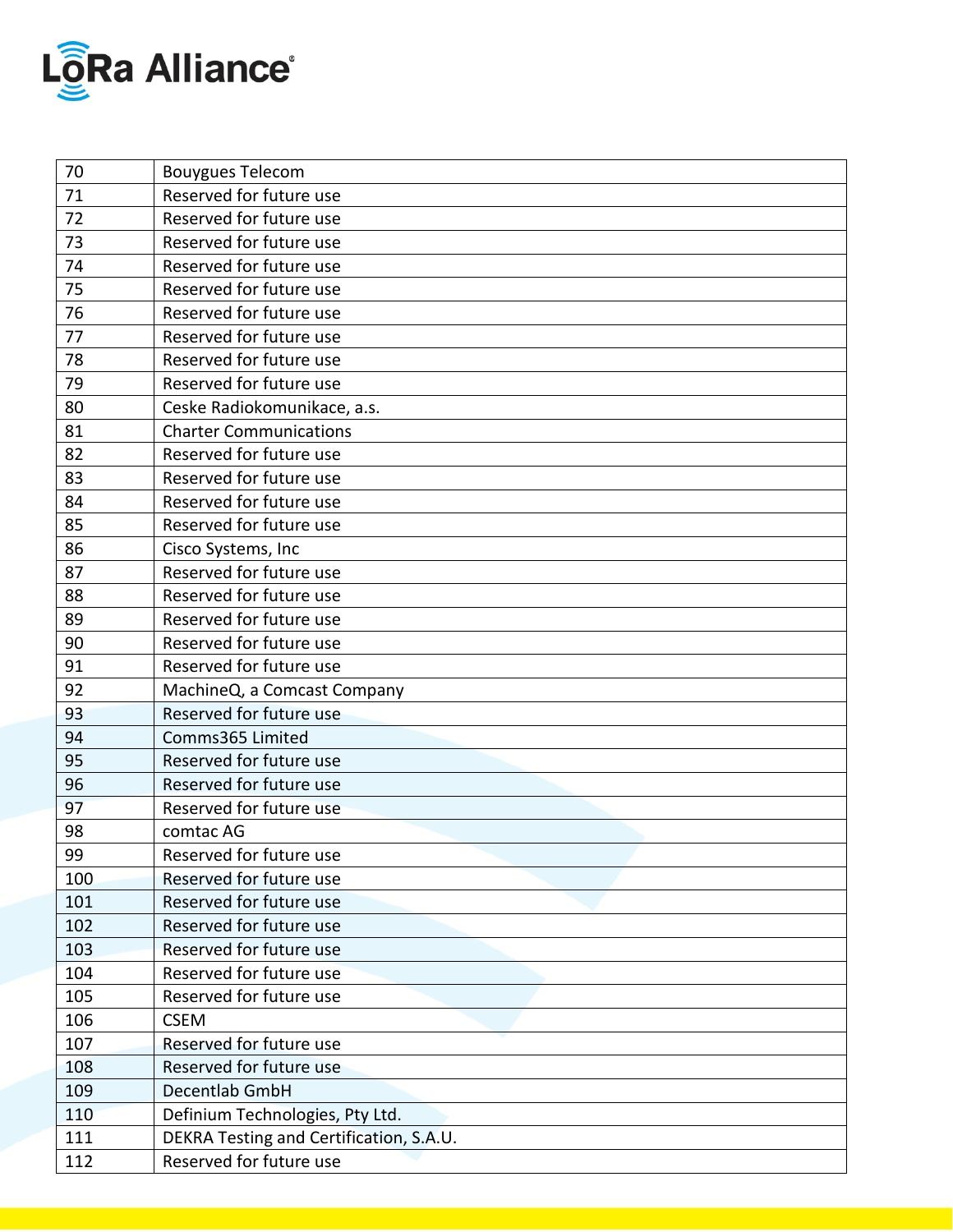| | |
|---|---|
| 70 | Bouygues Telecom |
| 71 | Reserved for future use |
| 72 | Reserved for future use |
| 73 | Reserved for future use |
| 74 | Reserved for future use |
| 75 | Reserved for future use |
| 76 | Reserved for future use |
| 77 | Reserved for future use |
| 78 | Reserved for future use |
| 79 | Reserved for future use |
| 80 | Ceske Radiokomunikace, a.s. |
| 81 | Charter Communications |
| 82 | Reserved for future use |
| 83 | Reserved for future use |
| 84 | Reserved for future use |
| 85 | Reserved for future use |
| 86 | Cisco Systems, Inc |
| 87 | Reserved for future use |
| 88 | Reserved for future use |
| 89 | Reserved for future use |
| 90 | Reserved for future use |
| 91 | Reserved for future use |
| 92 | MachineQ, a Comcast Company |
| 93 | Reserved for future use |
| 94 | Comms365 Limited |
| 95 | Reserved for future use |
| 96 | Reserved for future use |
| 97 | Reserved for future use |
| 98 | comtac AG |
| 99 | Reserved for future use |
| 100 | Reserved for future use |
| 101 | Reserved for future use |
| 102 | Reserved for future use |
| 103 | Reserved for future use |
| 104 | Reserved for future use |
| 105 | Reserved for future use |
| 106 | CSEM |
| 107 | Reserved for future use |
| 108 | Reserved for future use |
| 109 | Decentlab GmbH |
| 110 | Definium Technologies, Pty Ltd. |
| 111 | DEKRA Testing and Certification, S.A.U. |
| 112 | Reserved for future use |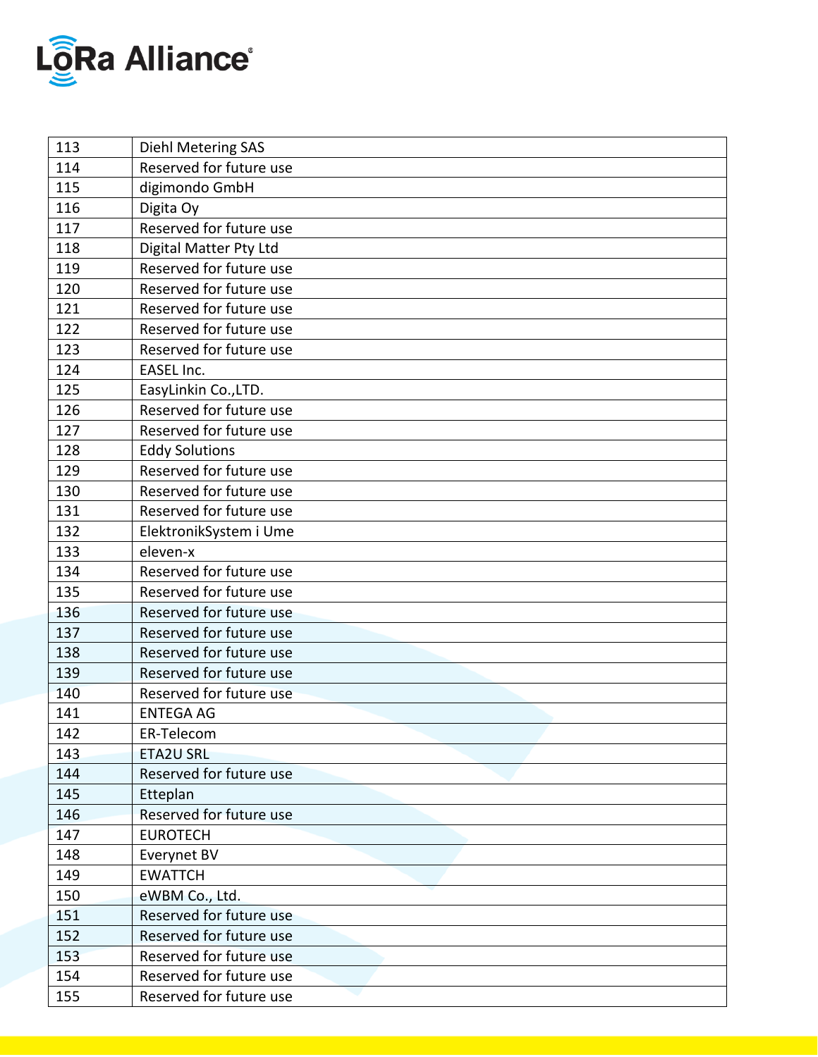| | |
|---|---|
| 113 | Diehl Metering SAS |
| 114 | Reserved for future use |
| 115 | digimondo GmbH |
| 116 | Digita Oy |
| 117 | Reserved for future use |
| 118 | Digital Matter Pty Ltd |
| 119 | Reserved for future use |
| 120 | Reserved for future use |
| 121 | Reserved for future use |
| 122 | Reserved for future use |
| 123 | Reserved for future use |
| 124 | EASEL Inc. |
| 125 | EasyLinkin Co.,LTD. |
| 126 | Reserved for future use |
| 127 | Reserved for future use |
| 128 | Eddy Solutions |
| 129 | Reserved for future use |
| 130 | Reserved for future use |
| 131 | Reserved for future use |
| 132 | ElektronikSystem i Ume |
| 133 | eleven-x |
| 134 | Reserved for future use |
| 135 | Reserved for future use |
| 136 | Reserved for future use |
| 137 | Reserved for future use |
| 138 | Reserved for future use |
| 139 | Reserved for future use |
| 140 | Reserved for future use |
| 141 | ENTEGA AG |
| 142 | ER-Telecom |
| 143 | ETA2U SRL |
| 144 | Reserved for future use |
| 145 | Etteplan |
| 146 | Reserved for future use |
| 147 | EUROTECH |
| 148 | Everynet BV |
| 149 | EWATTCH |
| 150 | eWBM Co., Ltd. |
| 151 | Reserved for future use |
| 152 | Reserved for future use |
| 153 | Reserved for future use |
| 154 | Reserved for future use |
| 155 | Reserved for future use |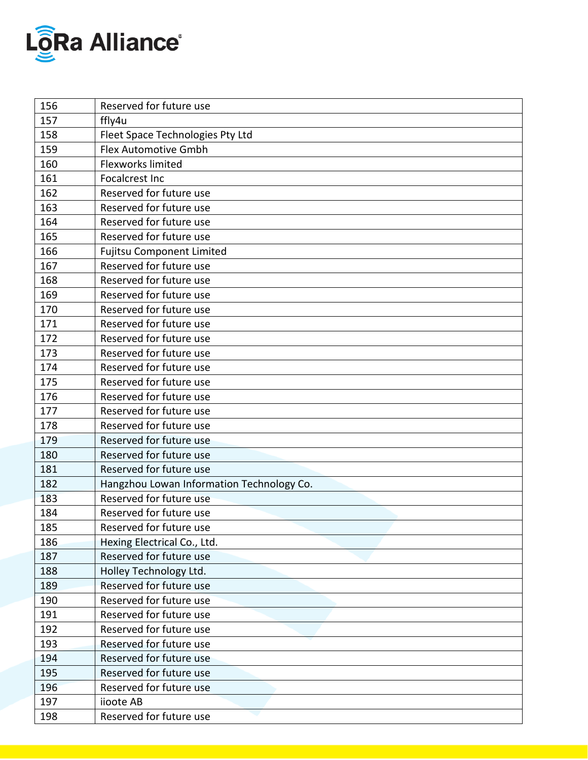| 156 | Reserved for future use |
|---|---|
| 157 | ffly4u |
| 158 | Fleet Space Technologies Pty Ltd |
| 159 | Flex Automotive Gmbh |
| 160 | Flexworks limited |
| 161 | Focalcrest Inc |
| 162 | Reserved for future use |
| 163 | Reserved for future use |
| 164 | Reserved for future use |
| 165 | Reserved for future use |
| 166 | Fujitsu Component Limited |
| 167 | Reserved for future use |
| 168 | Reserved for future use |
| 169 | Reserved for future use |
| 170 | Reserved for future use |
| 171 | Reserved for future use |
| 172 | Reserved for future use |
| 173 | Reserved for future use |
| 174 | Reserved for future use |
| 175 | Reserved for future use |
| 176 | Reserved for future use |
| 177 | Reserved for future use |
| 178 | Reserved for future use |
| 179 | Reserved for future use |
| 180 | Reserved for future use |
| 181 | Reserved for future use |
| 182 | Hangzhou Lowan Information Technology Co. |
| 183 | Reserved for future use |
| 184 | Reserved for future use |
| 185 | Reserved for future use |
| 186 | Hexing Electrical Co., Ltd. |
| 187 | Reserved for future use |
| 188 | Holley Technology Ltd. |
| 189 | Reserved for future use |
| 190 | Reserved for future use |
| 191 | Reserved for future use |
| 192 | Reserved for future use |
| 193 | Reserved for future use |
| 194 | Reserved for future use |
| 195 | Reserved for future use |
| 196 | Reserved for future use |
| 197 | iioote AB |
| 198 | Reserved for future use |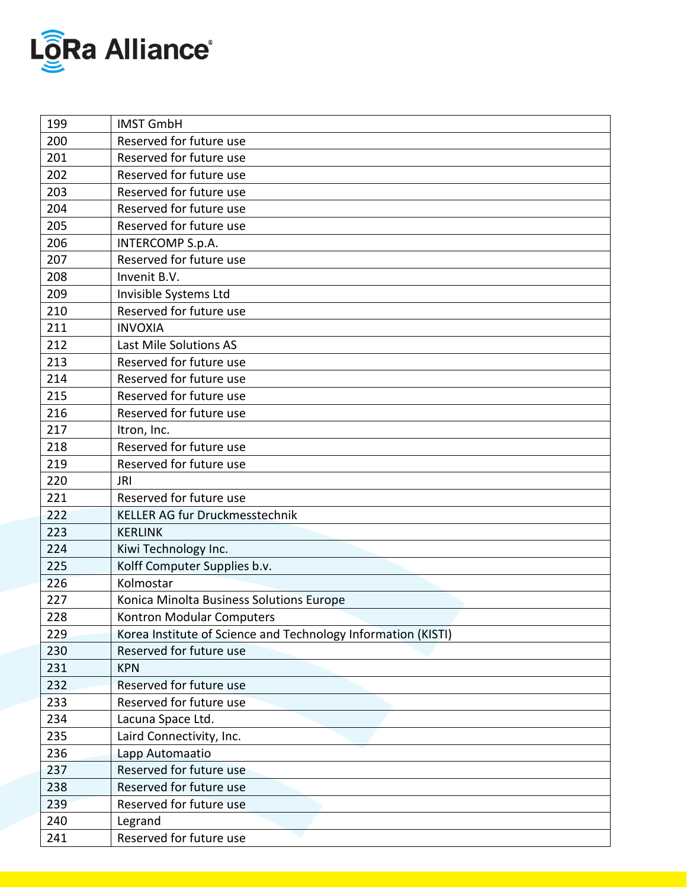| | |
|---|---|
| 199 | IMST GmbH |
| 200 | Reserved for future use |
| 201 | Reserved for future use |
| 202 | Reserved for future use |
| 203 | Reserved for future use |
| 204 | Reserved for future use |
| 205 | Reserved for future use |
| 206 | INTERCOMP S.p.A. |
| 207 | Reserved for future use |
| 208 | Invenit B.V. |
| 209 | Invisible Systems Ltd |
| 210 | Reserved for future use |
| 211 | INVOXIA |
| 212 | Last Mile Solutions AS |
| 213 | Reserved for future use |
| 214 | Reserved for future use |
| 215 | Reserved for future use |
| 216 | Reserved for future use |
| 217 | Itron, Inc. |
| 218 | Reserved for future use |
| 219 | Reserved for future use |
| 220 | JRI |
| 221 | Reserved for future use |
| 222 | KELLER AG fur Druckmesstechnik |
| 223 | KERLINK |
| 224 | Kiwi Technology Inc. |
| 225 | Kolff Computer Supplies b.v. |
| 226 | Kolmostar |
| 227 | Konica Minolta Business Solutions Europe |
| 228 | Kontron Modular Computers |
| 229 | Korea Institute of Science and Technology Information (KISTI) |
| 230 | Reserved for future use |
| 231 | KPN |
| 232 | Reserved for future use |
| 233 | Reserved for future use |
| 234 | Lacuna Space Ltd. |
| 235 | Laird Connectivity, Inc. |
| 236 | Lapp Automaatio |
| 237 | Reserved for future use |
| 238 | Reserved for future use |
| 239 | Reserved for future use |
| 240 | Legrand |
| 241 | Reserved for future use |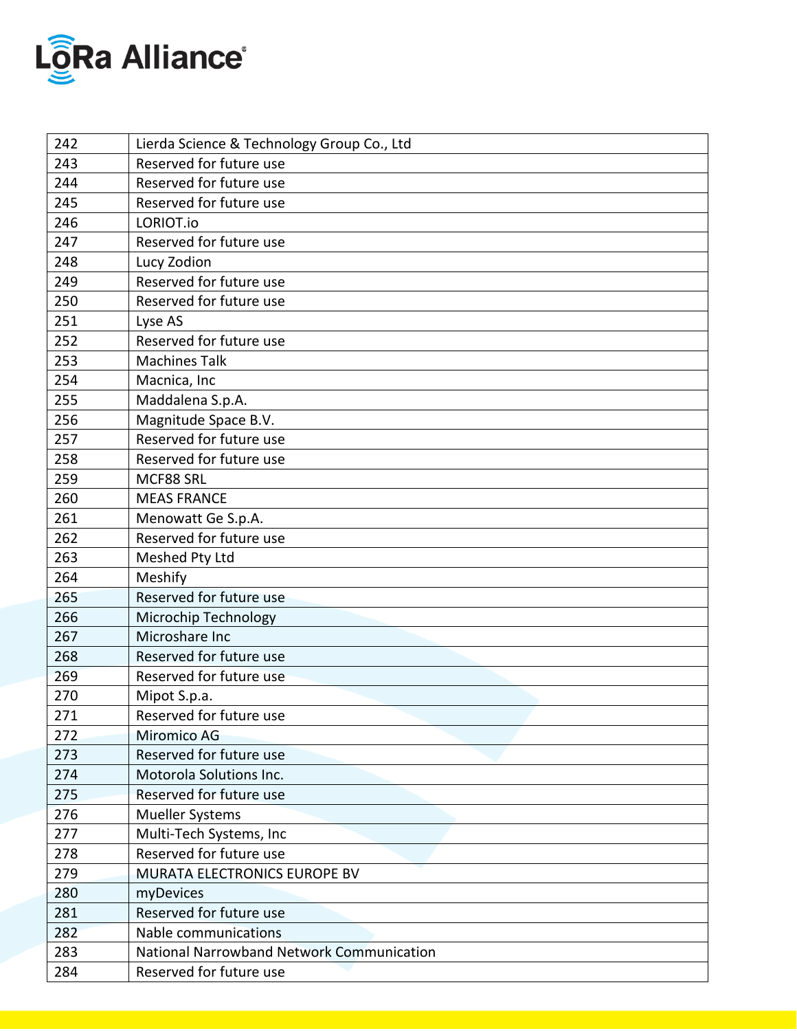| | |
|---|---|
| 242 | Lierda Science & Technology Group Co., Ltd |
| 243 | Reserved for future use |
| 244 | Reserved for future use |
| 245 | Reserved for future use |
| 246 | LORIOT.io |
| 247 | Reserved for future use |
| 248 | Lucy Zodion |
| 249 | Reserved for future use |
| 250 | Reserved for future use |
| 251 | Lyse AS |
| 252 | Reserved for future use |
| 253 | Machines Talk |
| 254 | Macnica, Inc |
| 255 | Maddalena S.p.A. |
| 256 | Magnitude Space B.V. |
| 257 | Reserved for future use |
| 258 | Reserved for future use |
| 259 | MCF88 SRL |
| 260 | MEAS FRANCE |
| 261 | Menowatt Ge S.p.A. |
| 262 | Reserved for future use |
| 263 | Meshed Pty Ltd |
| 264 | Meshify |
| 265 | Reserved for future use |
| 266 | Microchip Technology |
| 267 | Microshare Inc |
| 268 | Reserved for future use |
| 269 | Reserved for future use |
| 270 | Mipot S.p.a. |
| 271 | Reserved for future use |
| 272 | Miromico AG |
| 273 | Reserved for future use |
| 274 | Motorola Solutions Inc. |
| 275 | Reserved for future use |
| 276 | Mueller Systems |
| 277 | Multi-Tech Systems, Inc |
| 278 | Reserved for future use |
| 279 | MURATA ELECTRONICS EUROPE BV |
| 280 | myDevices |
| 281 | Reserved for future use |
| 282 | Nable communications |
| 283 | National Narrowband Network Communication |
| 284 | Reserved for future use |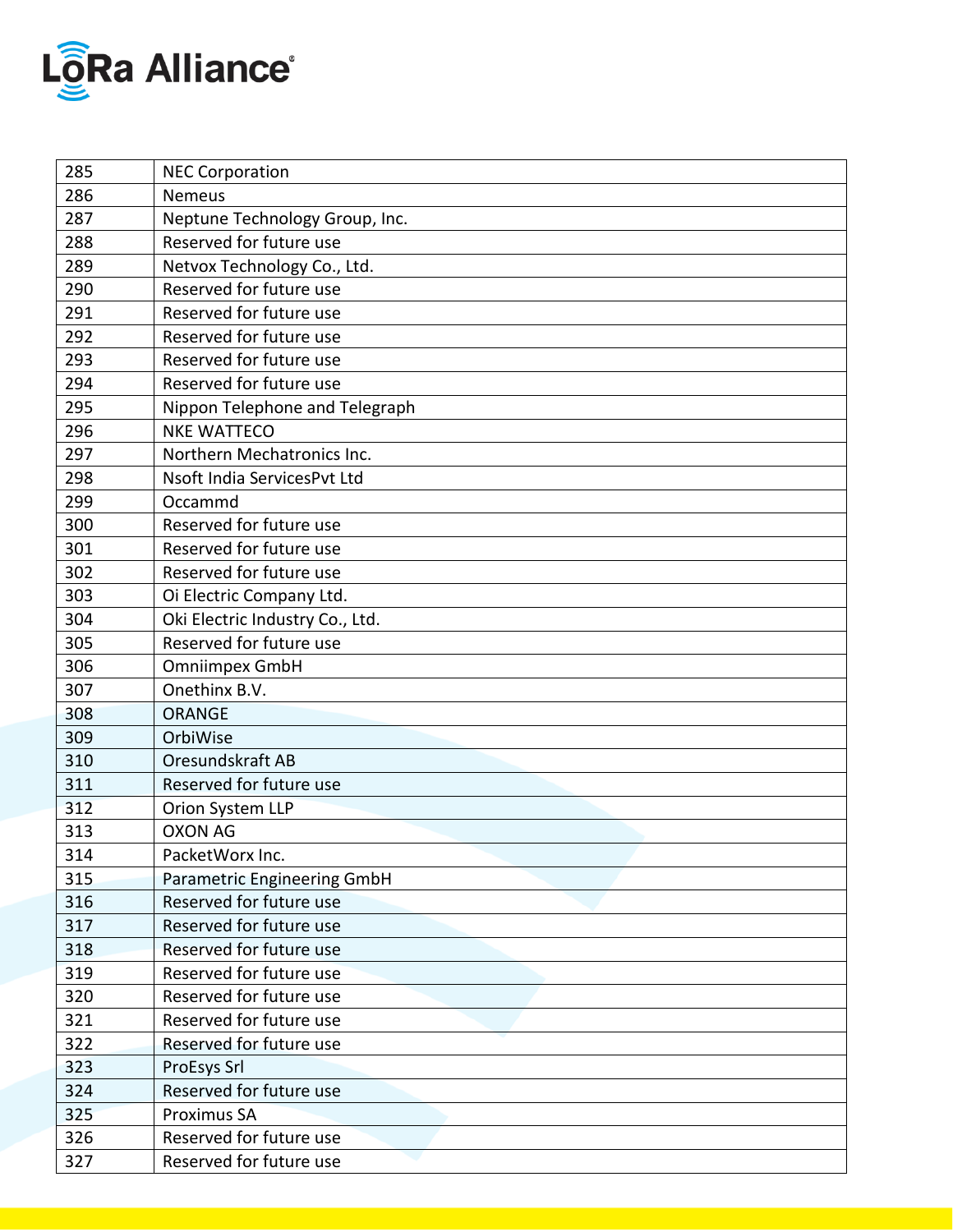| | |
|---|---|
| 285 | NEC Corporation |
| 286 | Nemeus |
| 287 | Neptune Technology Group, Inc. |
| 288 | Reserved for future use |
| 289 | Netvox Technology Co., Ltd. |
| 290 | Reserved for future use |
| 291 | Reserved for future use |
| 292 | Reserved for future use |
| 293 | Reserved for future use |
| 294 | Reserved for future use |
| 295 | Nippon Telephone and Telegraph |
| 296 | NKE WATTECO |
| 297 | Northern Mechatronics Inc. |
| 298 | Nsoft India ServicesPvt Ltd |
| 299 | Occammd |
| 300 | Reserved for future use |
| 301 | Reserved for future use |
| 302 | Reserved for future use |
| 303 | Oi Electric Company Ltd. |
| 304 | Oki Electric Industry Co., Ltd. |
| 305 | Reserved for future use |
| 306 | Omniimpex GmbH |
| 307 | Onethinx B.V. |
| 308 | ORANGE |
| 309 | OrbiWise |
| 310 | Oresundskraft AB |
| 311 | Reserved for future use |
| 312 | Orion System LLP |
| 313 | OXON AG |
| 314 | PacketWorx Inc. |
| 315 | Parametric Engineering GmbH |
| 316 | Reserved for future use |
| 317 | Reserved for future use |
| 318 | Reserved for future use |
| 319 | Reserved for future use |
| 320 | Reserved for future use |
| 321 | Reserved for future use |
| 322 | Reserved for future use |
| 323 | ProEsys Srl |
| 324 | Reserved for future use |
| 325 | Proximus SA |
| 326 | Reserved for future use |
| 327 | Reserved for future use |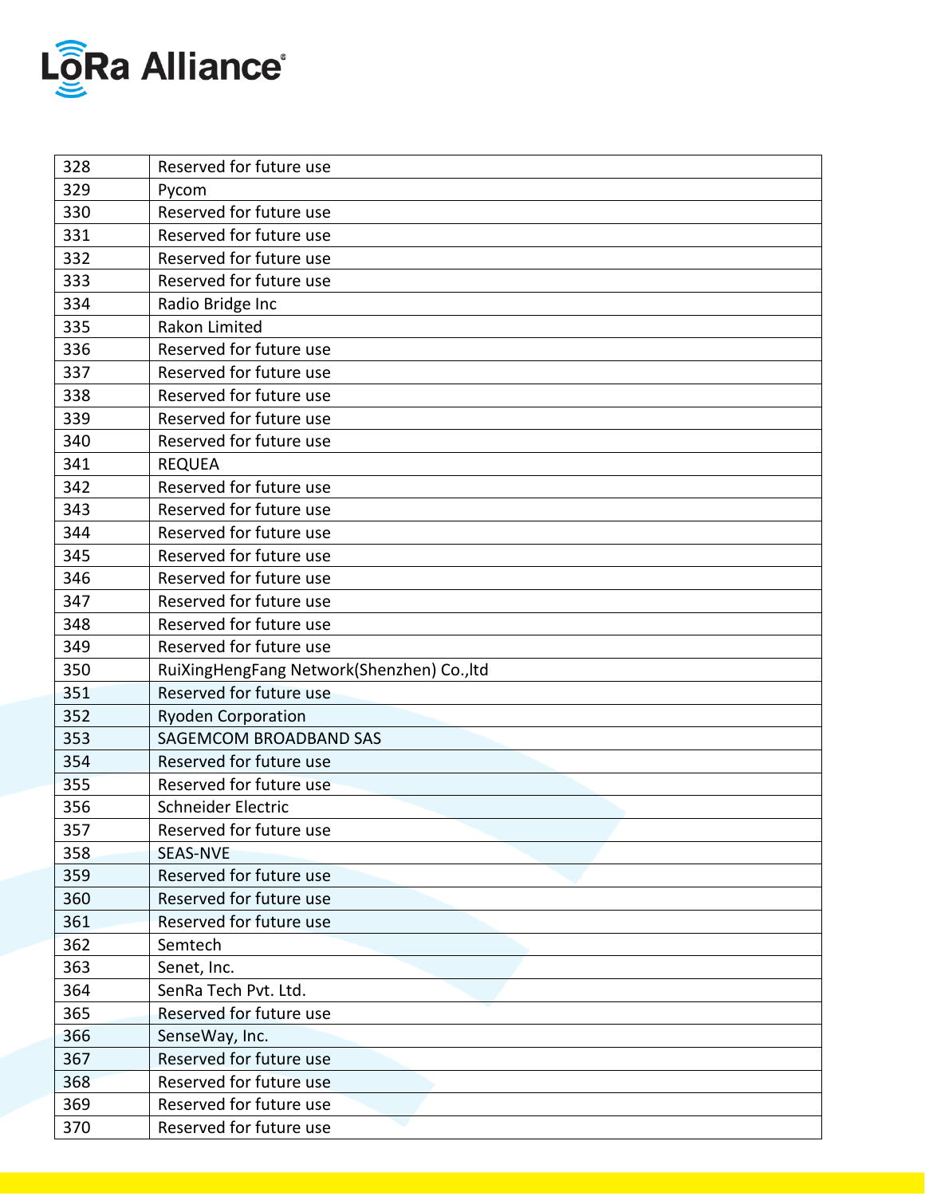| | |
|---|---|
| 328 | Reserved for future use |
| 329 | Pycom |
| 330 | Reserved for future use |
| 331 | Reserved for future use |
| 332 | Reserved for future use |
| 333 | Reserved for future use |
| 334 | Radio Bridge Inc |
| 335 | Rakon Limited |
| 336 | Reserved for future use |
| 337 | Reserved for future use |
| 338 | Reserved for future use |
| 339 | Reserved for future use |
| 340 | Reserved for future use |
| 341 | REQUEA |
| 342 | Reserved for future use |
| 343 | Reserved for future use |
| 344 | Reserved for future use |
| 345 | Reserved for future use |
| 346 | Reserved for future use |
| 347 | Reserved for future use |
| 348 | Reserved for future use |
| 349 | Reserved for future use |
| 350 | RuiXingHengFang Network(Shenzhen) Co.,ltd |
| 351 | Reserved for future use |
| 352 | Ryoden Corporation |
| 353 | SAGEMCOM BROADBAND SAS |
| 354 | Reserved for future use |
| 355 | Reserved for future use |
| 356 | Schneider Electric |
| 357 | Reserved for future use |
| 358 | SEAS-NVE |
| 359 | Reserved for future use |
| 360 | Reserved for future use |
| 361 | Reserved for future use |
| 362 | Semtech |
| 363 | Senet, Inc. |
| 364 | SenRa Tech Pvt. Ltd. |
| 365 | Reserved for future use |
| 366 | SenseWay, Inc. |
| 367 | Reserved for future use |
| 368 | Reserved for future use |
| 369 | Reserved for future use |
| 370 | Reserved for future use |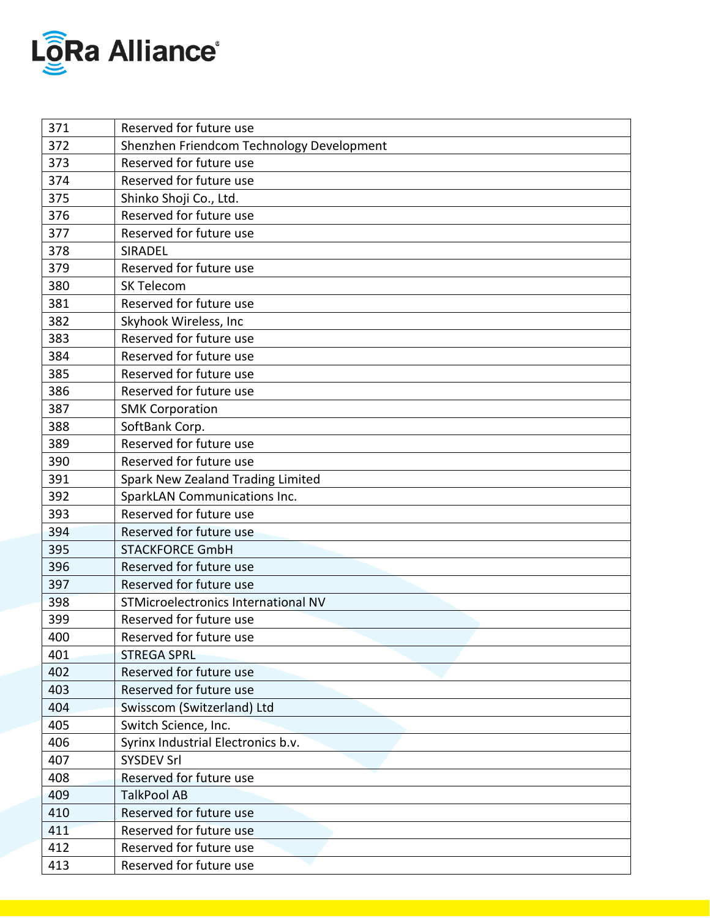| | |
|---|---|
| 371 | Reserved for future use |
| 372 | Shenzhen Friendcom Technology Development |
| 373 | Reserved for future use |
| 374 | Reserved for future use |
| 375 | Shinko Shoji Co., Ltd. |
| 376 | Reserved for future use |
| 377 | Reserved for future use |
| 378 | SIRADEL |
| 379 | Reserved for future use |
| 380 | SK Telecom |
| 381 | Reserved for future use |
| 382 | Skyhook Wireless, Inc |
| 383 | Reserved for future use |
| 384 | Reserved for future use |
| 385 | Reserved for future use |
| 386 | Reserved for future use |
| 387 | SMK Corporation |
| 388 | SoftBank Corp. |
| 389 | Reserved for future use |
| 390 | Reserved for future use |
| 391 | Spark New Zealand Trading Limited |
| 392 | SparkLAN Communications Inc. |
| 393 | Reserved for future use |
| 394 | Reserved for future use |
| 395 | STACKFORCE GmbH |
| 396 | Reserved for future use |
| 397 | Reserved for future use |
| 398 | STMicroelectronics International NV |
| 399 | Reserved for future use |
| 400 | Reserved for future use |
| 401 | STREGA SPRL |
| 402 | Reserved for future use |
| 403 | Reserved for future use |
| 404 | Swisscom (Switzerland) Ltd |
| 405 | Switch Science, Inc. |
| 406 | Syrinx Industrial Electronics b.v. |
| 407 | SYSDEV Srl |
| 408 | Reserved for future use |
| 409 | TalkPool AB |
| 410 | Reserved for future use |
| 411 | Reserved for future use |
| 412 | Reserved for future use |
| 413 | Reserved for future use |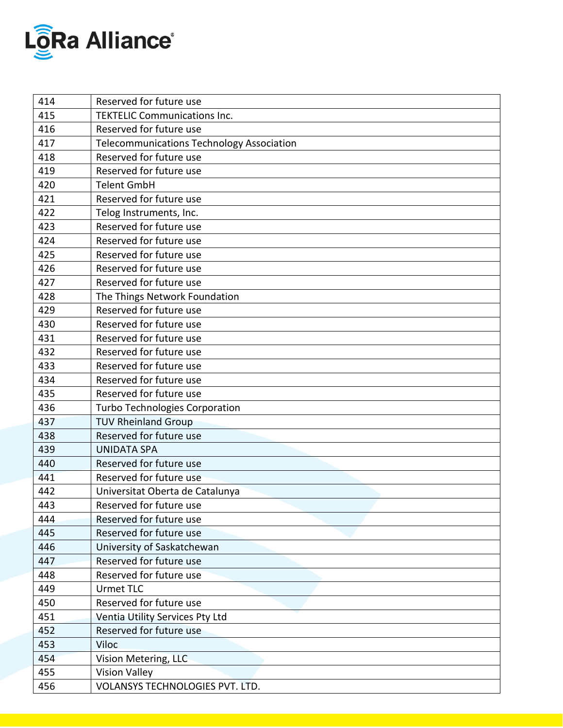| | |
|---|---|
| 414 | Reserved for future use |
| 415 | TEKTELIC Communications Inc. |
| 416 | Reserved for future use |
| 417 | Telecommunications Technology Association |
| 418 | Reserved for future use |
| 419 | Reserved for future use |
| 420 | Telent GmbH |
| 421 | Reserved for future use |
| 422 | Telog Instruments, Inc. |
| 423 | Reserved for future use |
| 424 | Reserved for future use |
| 425 | Reserved for future use |
| 426 | Reserved for future use |
| 427 | Reserved for future use |
| 428 | The Things Network Foundation |
| 429 | Reserved for future use |
| 430 | Reserved for future use |
| 431 | Reserved for future use |
| 432 | Reserved for future use |
| 433 | Reserved for future use |
| 434 | Reserved for future use |
| 435 | Reserved for future use |
| 436 | Turbo Technologies Corporation |
| 437 | TUV Rheinland Group |
| 438 | Reserved for future use |
| 439 | UNIDATA SPA |
| 440 | Reserved for future use |
| 441 | Reserved for future use |
| 442 | Universitat Oberta de Catalunya |
| 443 | Reserved for future use |
| 444 | Reserved for future use |
| 445 | Reserved for future use |
| 446 | University of Saskatchewan |
| 447 | Reserved for future use |
| 448 | Reserved for future use |
| 449 | Urmet TLC |
| 450 | Reserved for future use |
| 451 | Ventia Utility Services Pty Ltd |
| 452 | Reserved for future use |
| 453 | Viloc |
| 454 | Vision Metering, LLC |
| 455 | Vision Valley |
| 456 | VOLANSYS TECHNOLOGIES PVT. LTD. |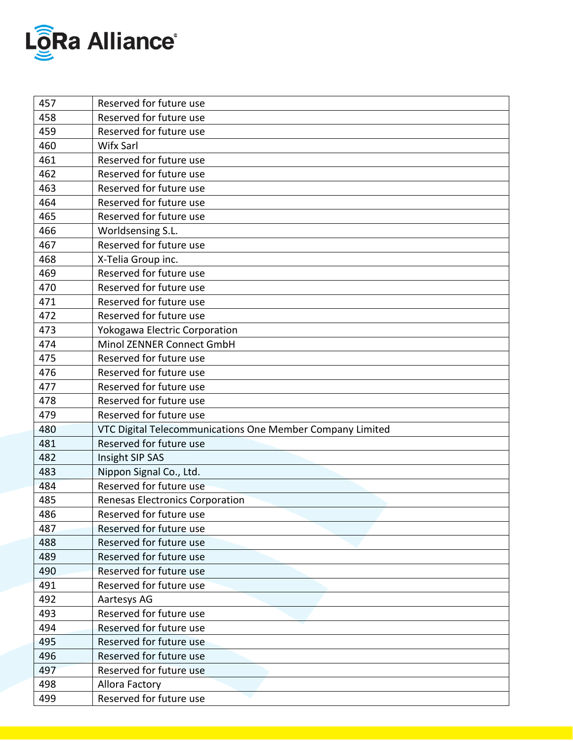| | |
|---|---|
| 457 | Reserved for future use |
| 458 | Reserved for future use |
| 459 | Reserved for future use |
| 460 | Wifx Sarl |
| 461 | Reserved for future use |
| 462 | Reserved for future use |
| 463 | Reserved for future use |
| 464 | Reserved for future use |
| 465 | Reserved for future use |
| 466 | Worldsensing S.L. |
| 467 | Reserved for future use |
| 468 | X-Telia Group inc. |
| 469 | Reserved for future use |
| 470 | Reserved for future use |
| 471 | Reserved for future use |
| 472 | Reserved for future use |
| 473 | Yokogawa Electric Corporation |
| 474 | Minol ZENNER Connect GmbH |
| 475 | Reserved for future use |
| 476 | Reserved for future use |
| 477 | Reserved for future use |
| 478 | Reserved for future use |
| 479 | Reserved for future use |
| 480 | VTC Digital Telecommunications One Member Company Limited |
| 481 | Reserved for future use |
| 482 | Insight SIP SAS |
| 483 | Nippon Signal Co., Ltd. |
| 484 | Reserved for future use |
| 485 | Renesas Electronics Corporation |
| 486 | Reserved for future use |
| 487 | Reserved for future use |
| 488 | Reserved for future use |
| 489 | Reserved for future use |
| 490 | Reserved for future use |
| 491 | Reserved for future use |
| 492 | Aartesys AG |
| 493 | Reserved for future use |
| 494 | Reserved for future use |
| 495 | Reserved for future use |
| 496 | Reserved for future use |
| 497 | Reserved for future use |
| 498 | Allora Factory |
| 499 | Reserved for future use |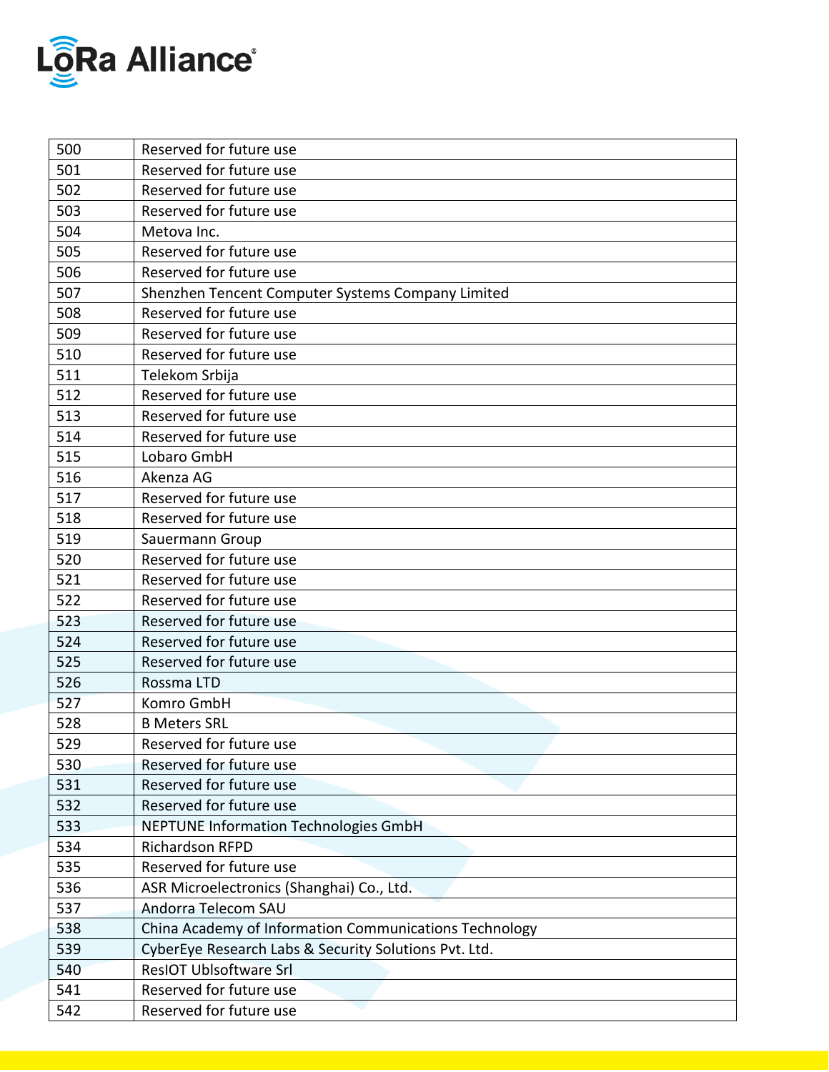| | |
|---|---|
| 500 | Reserved for future use |
| 501 | Reserved for future use |
| 502 | Reserved for future use |
| 503 | Reserved for future use |
| 504 | Metova Inc. |
| 505 | Reserved for future use |
| 506 | Reserved for future use |
| 507 | Shenzhen Tencent Computer Systems Company Limited |
| 508 | Reserved for future use |
| 509 | Reserved for future use |
| 510 | Reserved for future use |
| 511 | Telekom Srbija |
| 512 | Reserved for future use |
| 513 | Reserved for future use |
| 514 | Reserved for future use |
| 515 | Lobaro GmbH |
| 516 | Akenza AG |
| 517 | Reserved for future use |
| 518 | Reserved for future use |
| 519 | Sauermann Group |
| 520 | Reserved for future use |
| 521 | Reserved for future use |
| 522 | Reserved for future use |
| 523 | Reserved for future use |
| 524 | Reserved for future use |
| 525 | Reserved for future use |
| 526 | Rossma LTD |
| 527 | Komro GmbH |
| 528 | B Meters SRL |
| 529 | Reserved for future use |
| 530 | Reserved for future use |
| 531 | Reserved for future use |
| 532 | Reserved for future use |
| 533 | NEPTUNE Information Technologies GmbH |
| 534 | Richardson RFPD |
| 535 | Reserved for future use |
| 536 | ASR Microelectronics (Shanghai) Co., Ltd. |
| 537 | Andorra Telecom SAU |
| 538 | China Academy of Information Communications Technology |
| 539 | CyberEye Research Labs & Security Solutions Pvt. Ltd. |
| 540 | ResIOT Ublsoftware Srl |
| 541 | Reserved for future use |
| 542 | Reserved for future use |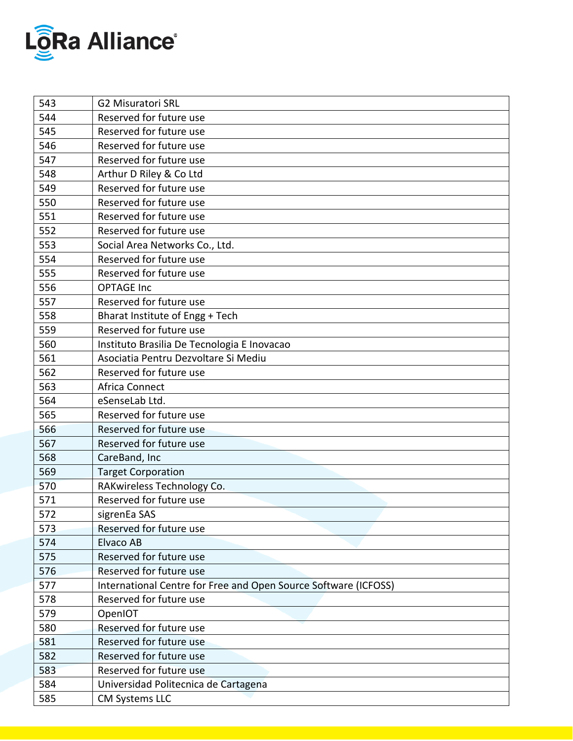| | |
|---|---|
| 543 | G2 Misuratori SRL |
| 544 | Reserved for future use |
| 545 | Reserved for future use |
| 546 | Reserved for future use |
| 547 | Reserved for future use |
| 548 | Arthur D Riley & Co Ltd |
| 549 | Reserved for future use |
| 550 | Reserved for future use |
| 551 | Reserved for future use |
| 552 | Reserved for future use |
| 553 | Social Area Networks Co., Ltd. |
| 554 | Reserved for future use |
| 555 | Reserved for future use |
| 556 | OPTAGE Inc |
| 557 | Reserved for future use |
| 558 | Bharat Institute of Engg + Tech |
| 559 | Reserved for future use |
| 560 | Instituto Brasilia De Tecnologia E Inovacao |
| 561 | Asociatia Pentru Dezvoltare Si Mediu |
| 562 | Reserved for future use |
| 563 | Africa Connect |
| 564 | eSenseLab Ltd. |
| 565 | Reserved for future use |
| 566 | Reserved for future use |
| 567 | Reserved for future use |
| 568 | CareBand, Inc |
| 569 | Target Corporation |
| 570 | RAKwireless Technology Co. |
| 571 | Reserved for future use |
| 572 | sigrenEa SAS |
| 573 | Reserved for future use |
| 574 | Elvaco AB |
| 575 | Reserved for future use |
| 576 | Reserved for future use |
| 577 | International Centre for Free and Open Source Software (ICFOSS) |
| 578 | Reserved for future use |
| 579 | OpenIOT |
| 580 | Reserved for future use |
| 581 | Reserved for future use |
| 582 | Reserved for future use |
| 583 | Reserved for future use |
| 584 | Universidad Politecnica de Cartagena |
| 585 | CM Systems LLC |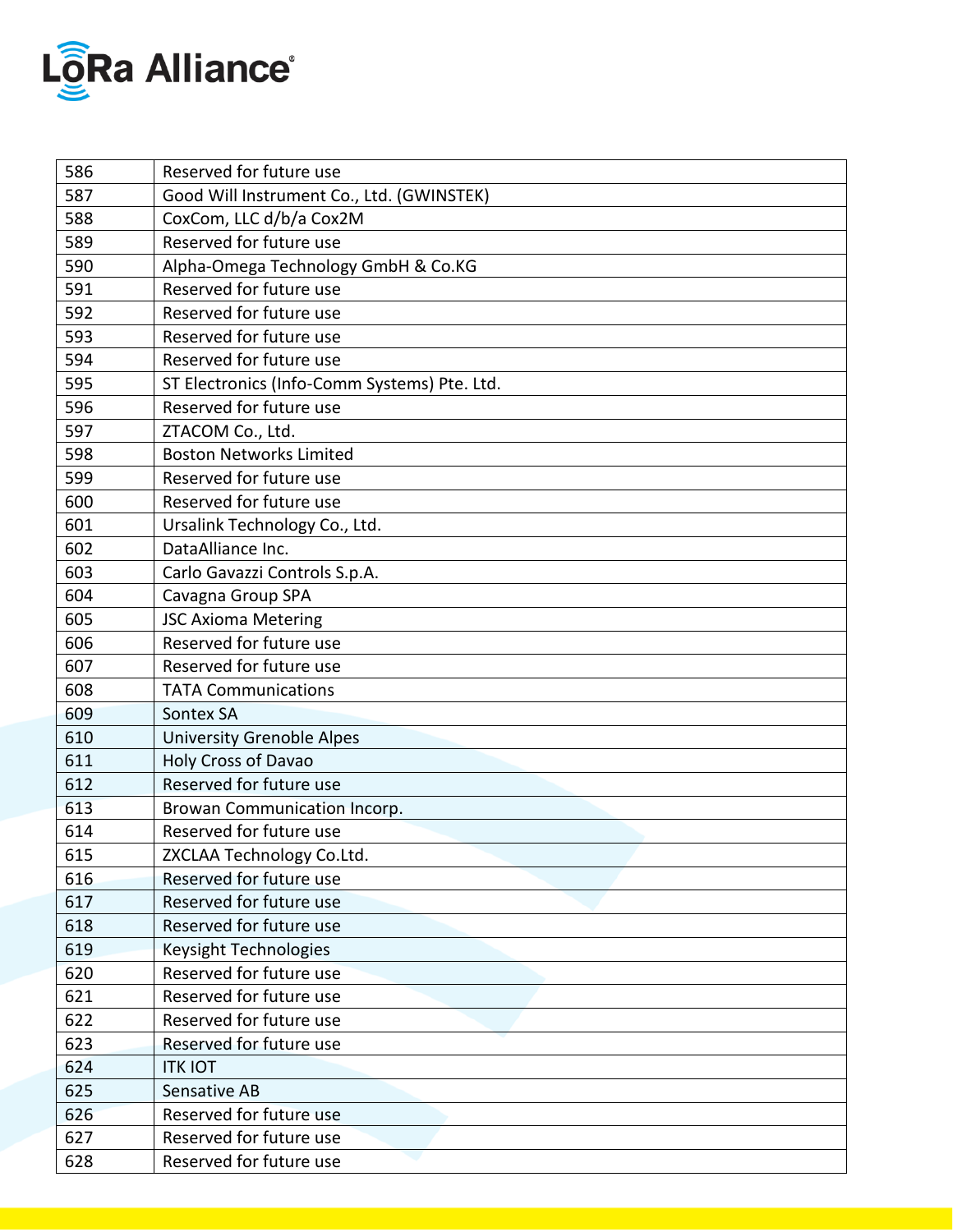| | |
|---|---|
| 586 | Reserved for future use |
| 587 | Good Will Instrument Co., Ltd. (GWINSTEK) |
| 588 | CoxCom, LLC d/b/a Cox2M |
| 589 | Reserved for future use |
| 590 | Alpha-Omega Technology GmbH & Co.KG |
| 591 | Reserved for future use |
| 592 | Reserved for future use |
| 593 | Reserved for future use |
| 594 | Reserved for future use |
| 595 | ST Electronics (Info-Comm Systems) Pte. Ltd. |
| 596 | Reserved for future use |
| 597 | ZTACOM Co., Ltd. |
| 598 | Boston Networks Limited |
| 599 | Reserved for future use |
| 600 | Reserved for future use |
| 601 | Ursalink Technology Co., Ltd. |
| 602 | DataAlliance Inc. |
| 603 | Carlo Gavazzi Controls S.p.A. |
| 604 | Cavagna Group SPA |
| 605 | JSC Axioma Metering |
| 606 | Reserved for future use |
| 607 | Reserved for future use |
| 608 | TATA Communications |
| 609 | Sontex SA |
| 610 | University Grenoble Alpes |
| 611 | Holy Cross of Davao |
| 612 | Reserved for future use |
| 613 | Browan Communication Incorp. |
| 614 | Reserved for future use |
| 615 | ZXCLAA Technology Co.Ltd. |
| 616 | Reserved for future use |
| 617 | Reserved for future use |
| 618 | Reserved for future use |
| 619 | Keysight Technologies |
| 620 | Reserved for future use |
| 621 | Reserved for future use |
| 622 | Reserved for future use |
| 623 | Reserved for future use |
| 624 | ITK IOT |
| 625 | Sensative AB |
| 626 | Reserved for future use |
| 627 | Reserved for future use |
| 628 | Reserved for future use |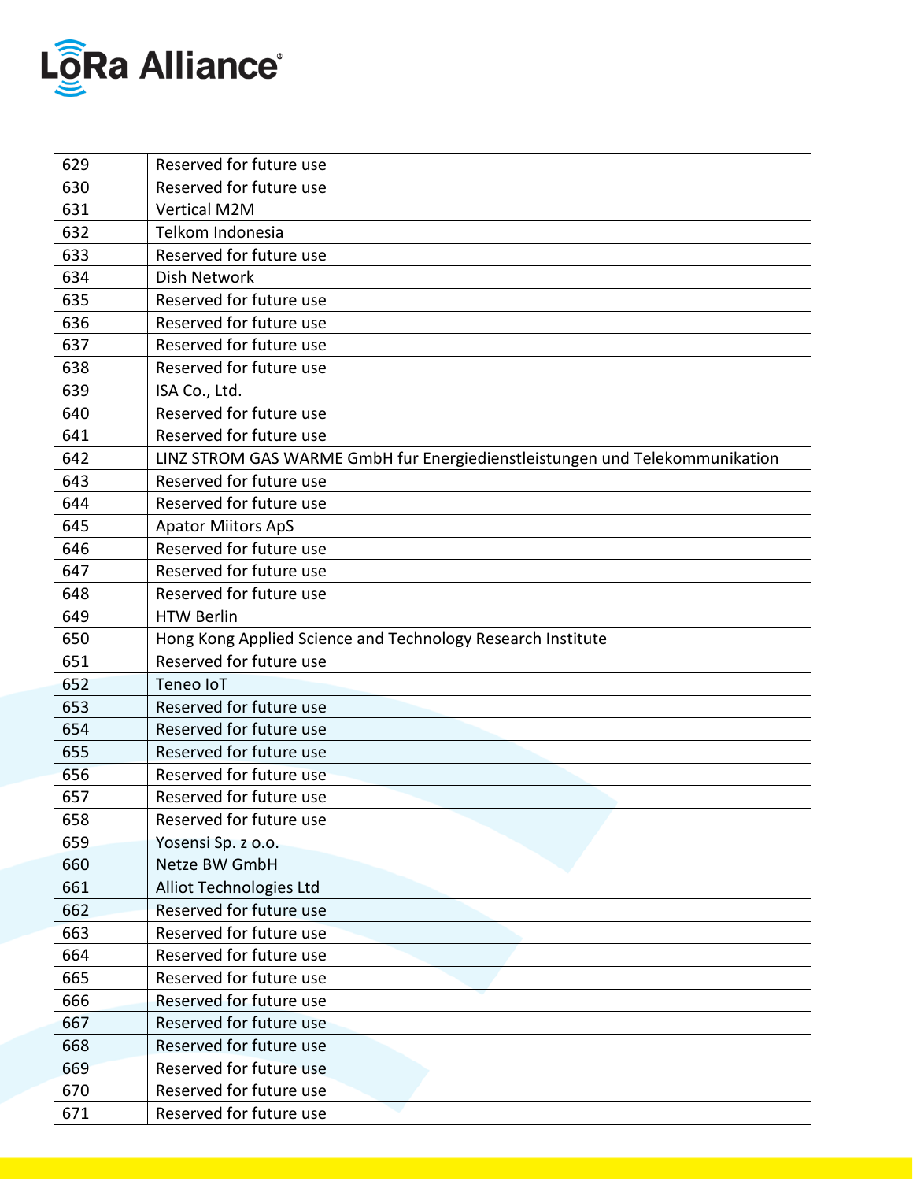| | |
|---|---|
| 629 | Reserved for future use |
| 630 | Reserved for future use |
| 631 | Vertical M2M |
| 632 | Telkom Indonesia |
| 633 | Reserved for future use |
| 634 | Dish Network |
| 635 | Reserved for future use |
| 636 | Reserved for future use |
| 637 | Reserved for future use |
| 638 | Reserved for future use |
| 639 | ISA Co., Ltd. |
| 640 | Reserved for future use |
| 641 | Reserved for future use |
| 642 | LINZ STROM GAS WARME GmbH fur Energiedienstleistungen und Telekommunikation |
| 643 | Reserved for future use |
| 644 | Reserved for future use |
| 645 | Apator Miitors ApS |
| 646 | Reserved for future use |
| 647 | Reserved for future use |
| 648 | Reserved for future use |
| 649 | HTW Berlin |
| 650 | Hong Kong Applied Science and Technology Research Institute |
| 651 | Reserved for future use |
| 652 | Teneo IoT |
| 653 | Reserved for future use |
| 654 | Reserved for future use |
| 655 | Reserved for future use |
| 656 | Reserved for future use |
| 657 | Reserved for future use |
| 658 | Reserved for future use |
| 659 | Yosensi Sp. z o.o. |
| 660 | Netze BW GmbH |
| 661 | Alliot Technologies Ltd |
| 662 | Reserved for future use |
| 663 | Reserved for future use |
| 664 | Reserved for future use |
| 665 | Reserved for future use |
| 666 | Reserved for future use |
| 667 | Reserved for future use |
| 668 | Reserved for future use |
| 669 | Reserved for future use |
| 670 | Reserved for future use |
| 671 | Reserved for future use |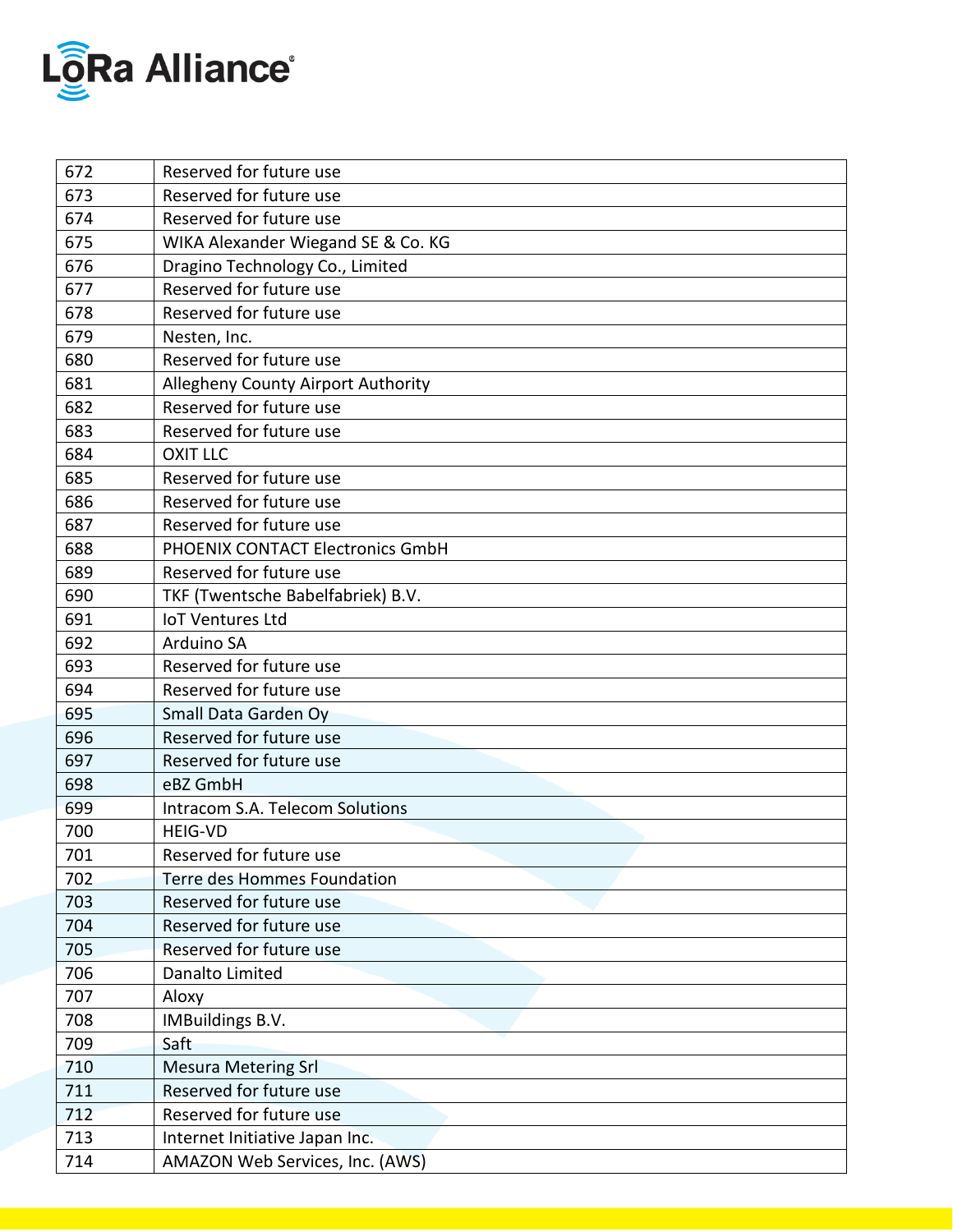| | |
|---|---|
| 672 | Reserved for future use |
| 673 | Reserved for future use |
| 674 | Reserved for future use |
| 675 | WIKA Alexander Wiegand SE & Co. KG |
| 676 | Dragino Technology Co., Limited |
| 677 | Reserved for future use |
| 678 | Reserved for future use |
| 679 | Nesten, Inc. |
| 680 | Reserved for future use |
| 681 | Allegheny County Airport Authority |
| 682 | Reserved for future use |
| 683 | Reserved for future use |
| 684 | OXIT LLC |
| 685 | Reserved for future use |
| 686 | Reserved for future use |
| 687 | Reserved for future use |
| 688 | PHOENIX CONTACT Electronics GmbH |
| 689 | Reserved for future use |
| 690 | TKF (Twentsche Babelfabriek) B.V. |
| 691 | IoT Ventures Ltd |
| 692 | Arduino SA |
| 693 | Reserved for future use |
| 694 | Reserved for future use |
| 695 | Small Data Garden Oy |
| 696 | Reserved for future use |
| 697 | Reserved for future use |
| 698 | eBZ GmbH |
| 699 | Intracom S.A. Telecom Solutions |
| 700 | HEIG-VD |
| 701 | Reserved for future use |
| 702 | Terre des Hommes Foundation |
| 703 | Reserved for future use |
| 704 | Reserved for future use |
| 705 | Reserved for future use |
| 706 | Danalto Limited |
| 707 | Aloxy |
| 708 | IMBuildings B.V. |
| 709 | Saft |
| 710 | Mesura Metering Srl |
| 711 | Reserved for future use |
| 712 | Reserved for future use |
| 713 | Internet Initiative Japan Inc. |
| 714 | AMAZON Web Services, Inc. (AWS) |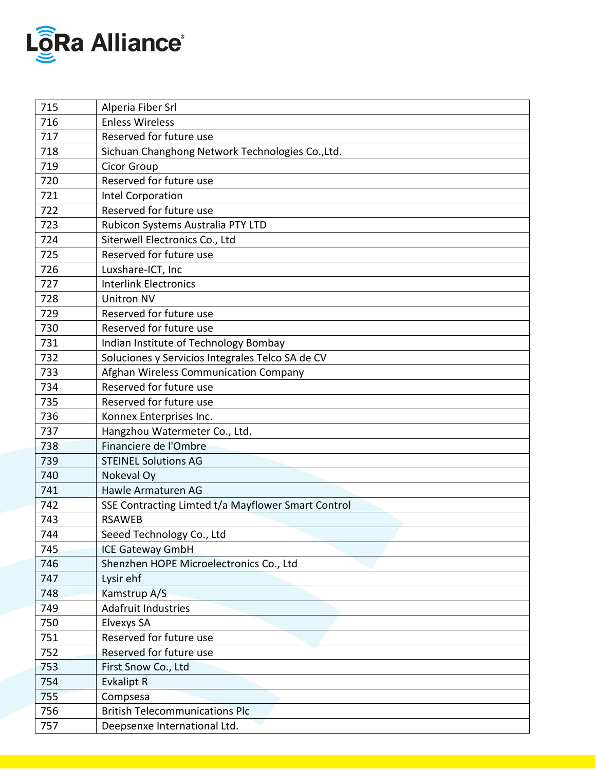| | |
|---|---|
| 715 | Alperia Fiber Srl |
| 716 | Enless Wireless |
| 717 | Reserved for future use |
| 718 | Sichuan Changhong Network Technologies Co.,Ltd. |
| 719 | Cicor Group |
| 720 | Reserved for future use |
| 721 | Intel Corporation |
| 722 | Reserved for future use |
| 723 | Rubicon Systems Australia PTY LTD |
| 724 | Siterwell Electronics Co., Ltd |
| 725 | Reserved for future use |
| 726 | Luxshare-ICT, Inc |
| 727 | Interlink Electronics |
| 728 | Unitron NV |
| 729 | Reserved for future use |
| 730 | Reserved for future use |
| 731 | Indian Institute of Technology Bombay |
| 732 | Soluciones y Servicios Integrales Telco SA de CV |
| 733 | Afghan Wireless Communication Company |
| 734 | Reserved for future use |
| 735 | Reserved for future use |
| 736 | Konnex Enterprises Inc. |
| 737 | Hangzhou Watermeter Co., Ltd. |
| 738 | Financiere de l'Ombre |
| 739 | STEINEL Solutions AG |
| 740 | Nokeval Oy |
| 741 | Hawle Armaturen AG |
| 742 | SSE Contracting Limted t/a Mayflower Smart Control |
| 743 | RSAWEB |
| 744 | Seeed Technology Co., Ltd |
| 745 | ICE Gateway GmbH |
| 746 | Shenzhen HOPE Microelectronics Co., Ltd |
| 747 | Lysir ehf |
| 748 | Kamstrup A/S |
| 749 | Adafruit Industries |
| 750 | Elvexys SA |
| 751 | Reserved for future use |
| 752 | Reserved for future use |
| 753 | First Snow Co., Ltd |
| 754 | Evkalipt R |
| 755 | Compsesa |
| 756 | British Telecommunications Plc |
| 757 | Deepsenxe International Ltd. |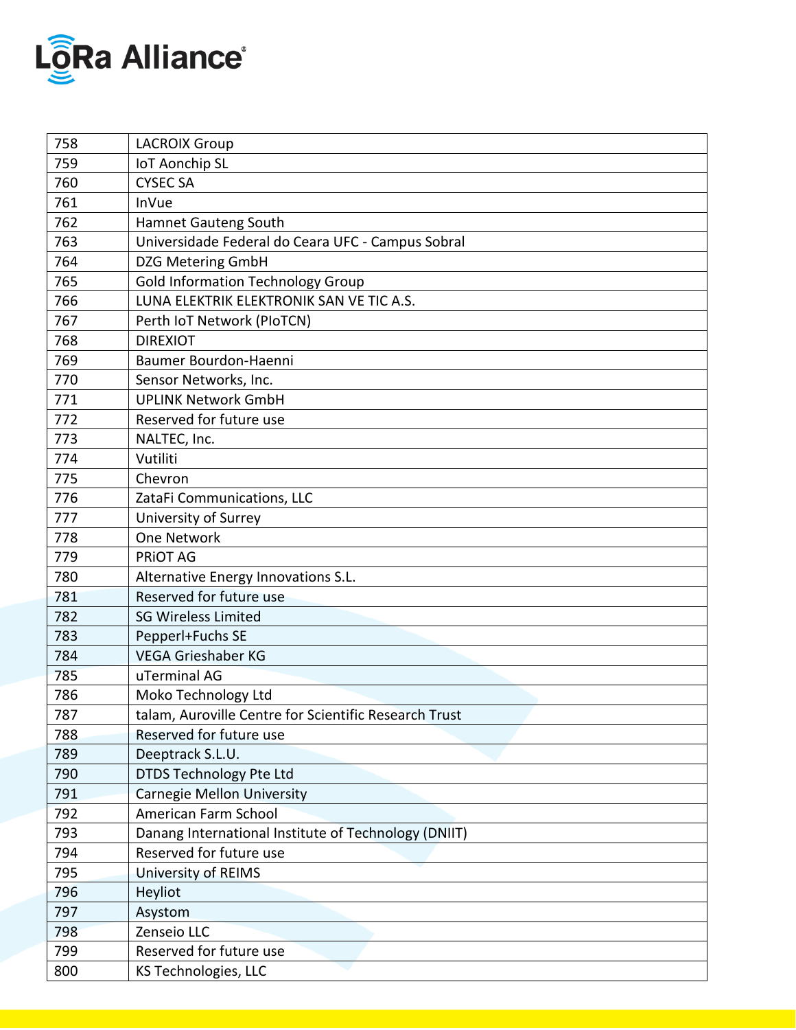| | |
|---|---|
| 758 | LACROIX Group |
| 759 | IoT Aonchip SL |
| 760 | CYSEC SA |
| 761 | InVue |
| 762 | Hamnet Gauteng South |
| 763 | Universidade Federal do Ceara UFC - Campus Sobral |
| 764 | DZG Metering GmbH |
| 765 | Gold Information Technology Group |
| 766 | LUNA ELEKTRIK ELEKTRONIK SAN VE TIC A.S. |
| 767 | Perth IoT Network (PIoTCN) |
| 768 | DIREXIOT |
| 769 | Baumer Bourdon-Haenni |
| 770 | Sensor Networks, Inc. |
| 771 | UPLINK Network GmbH |
| 772 | Reserved for future use |
| 773 | NALTEC, Inc. |
| 774 | Vutiliti |
| 775 | Chevron |
| 776 | ZataFi Communications, LLC |
| 777 | University of Surrey |
| 778 | One Network |
| 779 | PRiOT AG |
| 780 | Alternative Energy Innovations S.L. |
| 781 | Reserved for future use |
| 782 | SG Wireless Limited |
| 783 | Pepperl+Fuchs SE |
| 784 | VEGA Grieshaber KG |
| 785 | uTerminal AG |
| 786 | Moko Technology Ltd |
| 787 | talam, Auroville Centre for Scientific Research Trust |
| 788 | Reserved for future use |
| 789 | Deeptrack S.L.U. |
| 790 | DTDS Technology Pte Ltd |
| 791 | Carnegie Mellon University |
| 792 | American Farm School |
| 793 | Danang International Institute of Technology (DNIIT) |
| 794 | Reserved for future use |
| 795 | University of REIMS |
| 796 | Heyliot |
| 797 | Asystom |
| 798 | Zenseio LLC |
| 799 | Reserved for future use |
| 800 | KS Technologies, LLC |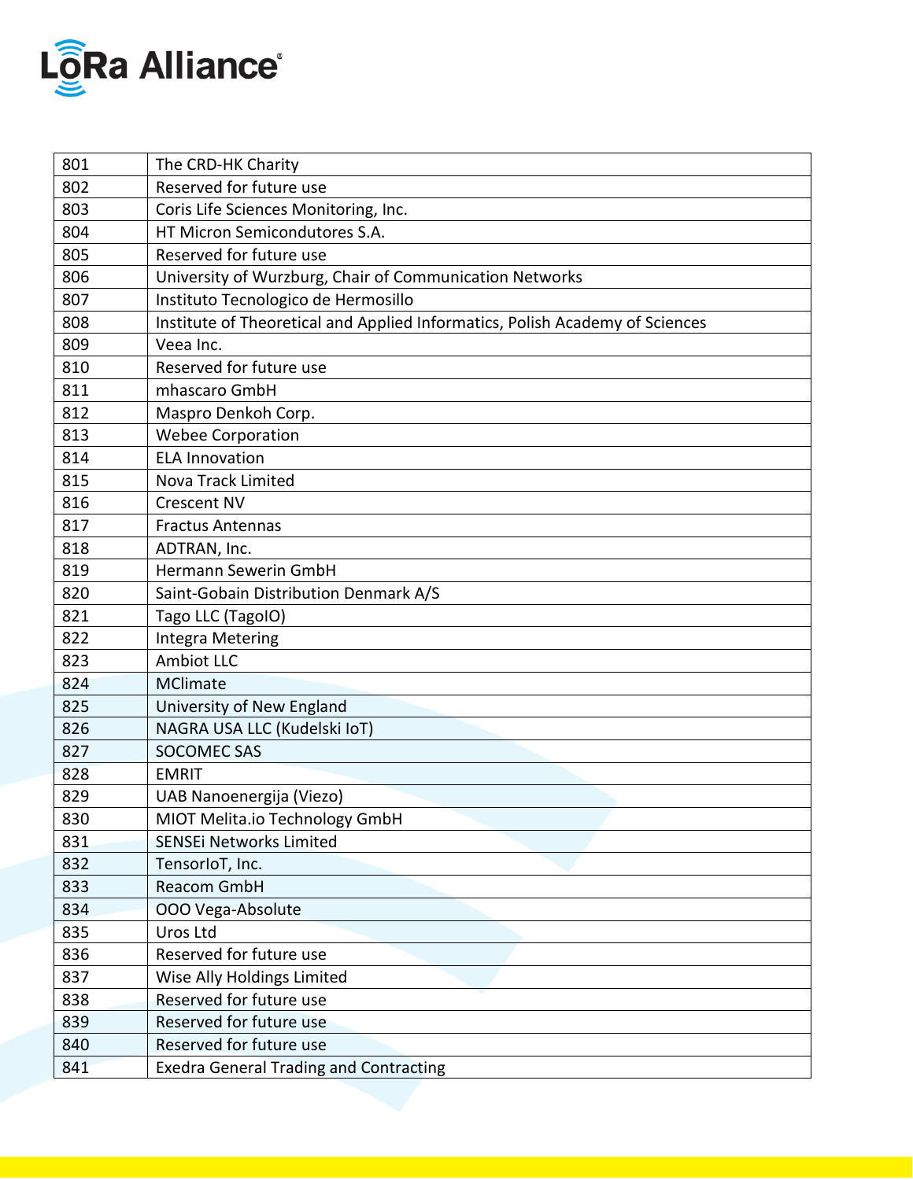| | |
|---|---|
| 801 | The CRD-HK Charity |
| 802 | Reserved for future use |
| 803 | Coris Life Sciences Monitoring, Inc. |
| 804 | HT Micron Semicondutores S.A. |
| 805 | Reserved for future use |
| 806 | University of Wurzburg, Chair of Communication Networks |
| 807 | Instituto Tecnologico de Hermosillo |
| 808 | Institute of Theoretical and Applied Informatics, Polish Academy of Sciences |
| 809 | Veea Inc. |
| 810 | Reserved for future use |
| 811 | mhascaro GmbH |
| 812 | Maspro Denkoh Corp. |
| 813 | Webee Corporation |
| 814 | ELA Innovation |
| 815 | Nova Track Limited |
| 816 | Crescent NV |
| 817 | Fractus Antennas |
| 818 | ADTRAN, Inc. |
| 819 | Hermann Sewerin GmbH |
| 820 | Saint-Gobain Distribution Denmark A/S |
| 821 | Tago LLC (TagoIO) |
| 822 | Integra Metering |
| 823 | Ambiot LLC |
| 824 | MClimate |
| 825 | University of New England |
| 826 | NAGRA USA LLC (Kudelski IoT) |
| 827 | SOCOMEC SAS |
| 828 | EMRIT |
| 829 | UAB Nanoenergija (Viezo) |
| 830 | MIOT Melita.io Technology GmbH |
| 831 | SENSEi Networks Limited |
| 832 | TensorIoT, Inc. |
| 833 | Reacom GmbH |
| 834 | OOO Vega-Absolute |
| 835 | Uros Ltd |
| 836 | Reserved for future use |
| 837 | Wise Ally Holdings Limited |
| 838 | Reserved for future use |
| 839 | Reserved for future use |
| 840 | Reserved for future use |
| 841 | Exedra General Trading and Contracting |